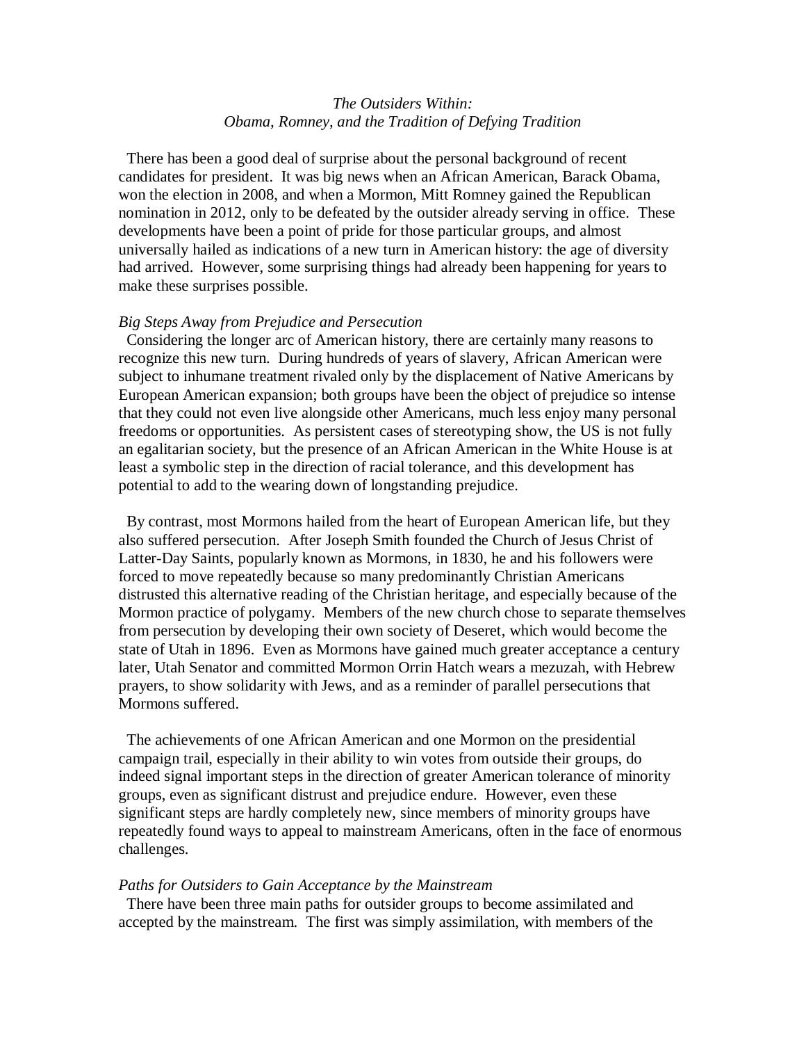*The Outsiders Within:*
*Obama, Romney, and the Tradition of Defying Tradition*

There has been a good deal of surprise about the personal background of recent candidates for president. It was big news when an African American, Barack Obama, won the election in 2008, and when a Mormon, Mitt Romney gained the Republican nomination in 2012, only to be defeated by the outsider already serving in office. These developments have been a point of pride for those particular groups, and almost universally hailed as indications of a new turn in American history: the age of diversity had arrived. However, some surprising things had already been happening for years to make these surprises possible.

*Big Steps Away from Prejudice and Persecution*

Considering the longer arc of American history, there are certainly many reasons to recognize this new turn. During hundreds of years of slavery, African American were subject to inhumane treatment rivaled only by the displacement of Native Americans by European American expansion; both groups have been the object of prejudice so intense that they could not even live alongside other Americans, much less enjoy many personal freedoms or opportunities. As persistent cases of stereotyping show, the US is not fully an egalitarian society, but the presence of an African American in the White House is at least a symbolic step in the direction of racial tolerance, and this development has potential to add to the wearing down of longstanding prejudice.

By contrast, most Mormons hailed from the heart of European American life, but they also suffered persecution. After Joseph Smith founded the Church of Jesus Christ of Latter-Day Saints, popularly known as Mormons, in 1830, he and his followers were forced to move repeatedly because so many predominantly Christian Americans distrusted this alternative reading of the Christian heritage, and especially because of the Mormon practice of polygamy. Members of the new church chose to separate themselves from persecution by developing their own society of Deseret, which would become the state of Utah in 1896. Even as Mormons have gained much greater acceptance a century later, Utah Senator and committed Mormon Orrin Hatch wears a mezuzah, with Hebrew prayers, to show solidarity with Jews, and as a reminder of parallel persecutions that Mormons suffered.

The achievements of one African American and one Mormon on the presidential campaign trail, especially in their ability to win votes from outside their groups, do indeed signal important steps in the direction of greater American tolerance of minority groups, even as significant distrust and prejudice endure. However, even these significant steps are hardly completely new, since members of minority groups have repeatedly found ways to appeal to mainstream Americans, often in the face of enormous challenges.

*Paths for Outsiders to Gain Acceptance by the Mainstream*

There have been three main paths for outsider groups to become assimilated and accepted by the mainstream. The first was simply assimilation, with members of the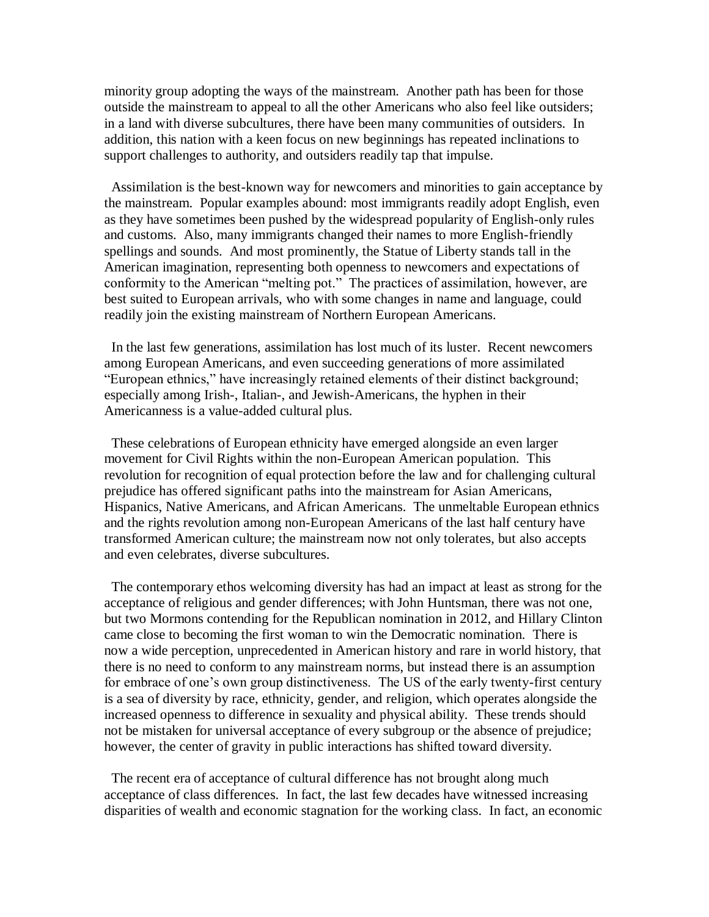minority group adopting the ways of the mainstream. Another path has been for those outside the mainstream to appeal to all the other Americans who also feel like outsiders; in a land with diverse subcultures, there have been many communities of outsiders. In addition, this nation with a keen focus on new beginnings has repeated inclinations to support challenges to authority, and outsiders readily tap that impulse.

Assimilation is the best-known way for newcomers and minorities to gain acceptance by the mainstream. Popular examples abound: most immigrants readily adopt English, even as they have sometimes been pushed by the widespread popularity of English-only rules and customs. Also, many immigrants changed their names to more English-friendly spellings and sounds. And most prominently, the Statue of Liberty stands tall in the American imagination, representing both openness to newcomers and expectations of conformity to the American "melting pot." The practices of assimilation, however, are best suited to European arrivals, who with some changes in name and language, could readily join the existing mainstream of Northern European Americans.

In the last few generations, assimilation has lost much of its luster. Recent newcomers among European Americans, and even succeeding generations of more assimilated "European ethnics," have increasingly retained elements of their distinct background; especially among Irish-, Italian-, and Jewish-Americans, the hyphen in their Americanness is a value-added cultural plus.

These celebrations of European ethnicity have emerged alongside an even larger movement for Civil Rights within the non-European American population. This revolution for recognition of equal protection before the law and for challenging cultural prejudice has offered significant paths into the mainstream for Asian Americans, Hispanics, Native Americans, and African Americans. The unmeltable European ethnics and the rights revolution among non-European Americans of the last half century have transformed American culture; the mainstream now not only tolerates, but also accepts and even celebrates, diverse subcultures.

The contemporary ethos welcoming diversity has had an impact at least as strong for the acceptance of religious and gender differences; with John Huntsman, there was not one, but two Mormons contending for the Republican nomination in 2012, and Hillary Clinton came close to becoming the first woman to win the Democratic nomination. There is now a wide perception, unprecedented in American history and rare in world history, that there is no need to conform to any mainstream norms, but instead there is an assumption for embrace of one's own group distinctiveness. The US of the early twenty-first century is a sea of diversity by race, ethnicity, gender, and religion, which operates alongside the increased openness to difference in sexuality and physical ability. These trends should not be mistaken for universal acceptance of every subgroup or the absence of prejudice; however, the center of gravity in public interactions has shifted toward diversity.

The recent era of acceptance of cultural difference has not brought along much acceptance of class differences. In fact, the last few decades have witnessed increasing disparities of wealth and economic stagnation for the working class. In fact, an economic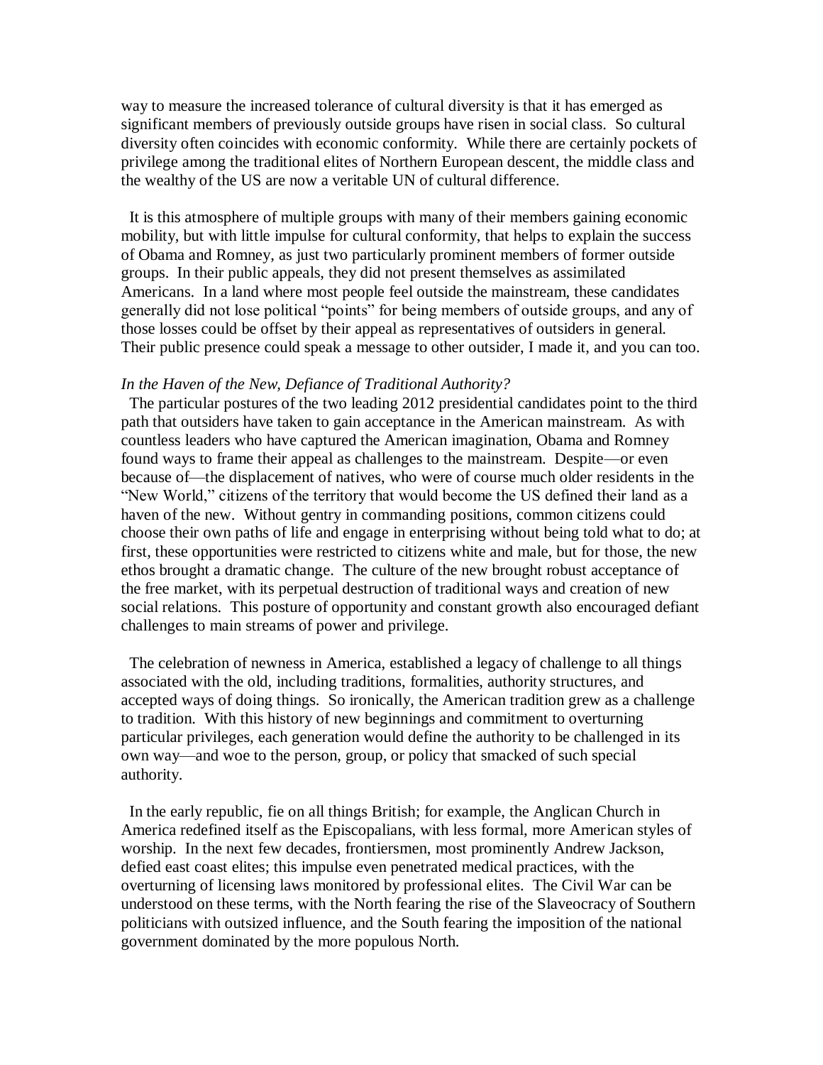way to measure the increased tolerance of cultural diversity is that it has emerged as significant members of previously outside groups have risen in social class. So cultural diversity often coincides with economic conformity. While there are certainly pockets of privilege among the traditional elites of Northern European descent, the middle class and the wealthy of the US are now a veritable UN of cultural difference.

It is this atmosphere of multiple groups with many of their members gaining economic mobility, but with little impulse for cultural conformity, that helps to explain the success of Obama and Romney, as just two particularly prominent members of former outside groups. In their public appeals, they did not present themselves as assimilated Americans. In a land where most people feel outside the mainstream, these candidates generally did not lose political "points" for being members of outside groups, and any of those losses could be offset by their appeal as representatives of outsiders in general. Their public presence could speak a message to other outsider, I made it, and you can too.

*In the Haven of the New, Defiance of Traditional Authority?*

The particular postures of the two leading 2012 presidential candidates point to the third path that outsiders have taken to gain acceptance in the American mainstream. As with countless leaders who have captured the American imagination, Obama and Romney found ways to frame their appeal as challenges to the mainstream. Despite—or even because of—the displacement of natives, who were of course much older residents in the "New World," citizens of the territory that would become the US defined their land as a haven of the new. Without gentry in commanding positions, common citizens could choose their own paths of life and engage in enterprising without being told what to do; at first, these opportunities were restricted to citizens white and male, but for those, the new ethos brought a dramatic change. The culture of the new brought robust acceptance of the free market, with its perpetual destruction of traditional ways and creation of new social relations. This posture of opportunity and constant growth also encouraged defiant challenges to main streams of power and privilege.

The celebration of newness in America, established a legacy of challenge to all things associated with the old, including traditions, formalities, authority structures, and accepted ways of doing things. So ironically, the American tradition grew as a challenge to tradition. With this history of new beginnings and commitment to overturning particular privileges, each generation would define the authority to be challenged in its own way—and woe to the person, group, or policy that smacked of such special authority.

In the early republic, fie on all things British; for example, the Anglican Church in America redefined itself as the Episcopalians, with less formal, more American styles of worship. In the next few decades, frontiersmen, most prominently Andrew Jackson, defied east coast elites; this impulse even penetrated medical practices, with the overturning of licensing laws monitored by professional elites. The Civil War can be understood on these terms, with the North fearing the rise of the Slaveocracy of Southern politicians with outsized influence, and the South fearing the imposition of the national government dominated by the more populous North.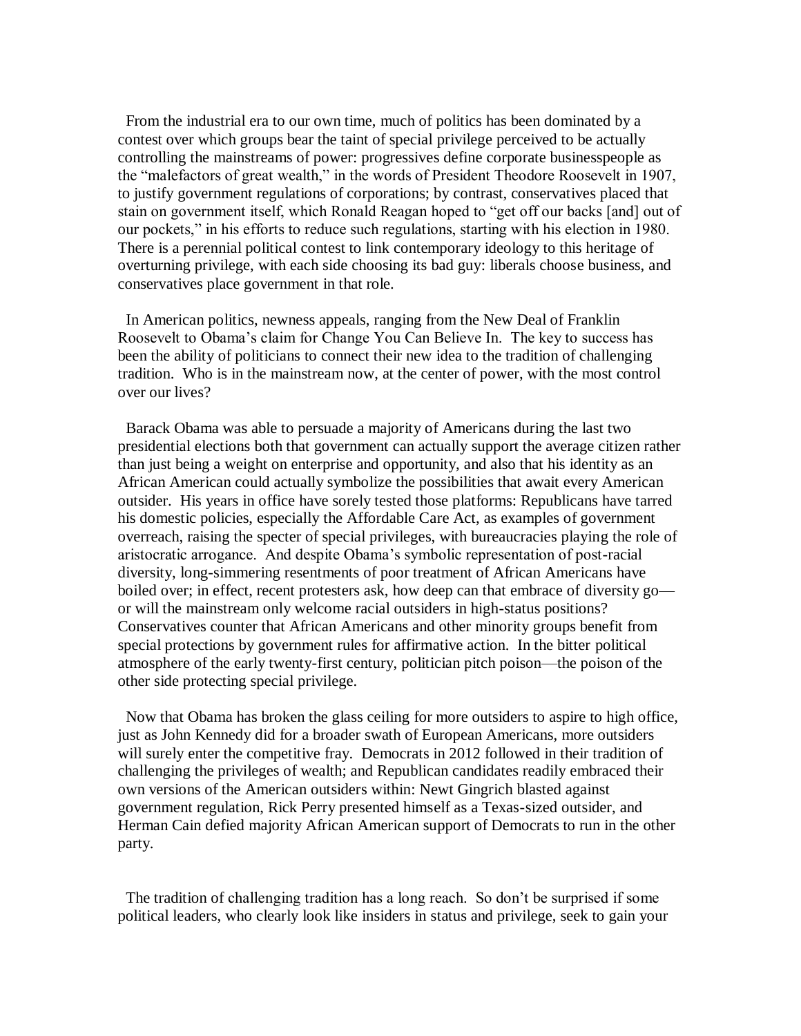From the industrial era to our own time, much of politics has been dominated by a contest over which groups bear the taint of special privilege perceived to be actually controlling the mainstreams of power: progressives define corporate businesspeople as the "malefactors of great wealth," in the words of President Theodore Roosevelt in 1907, to justify government regulations of corporations; by contrast, conservatives placed that stain on government itself, which Ronald Reagan hoped to "get off our backs [and] out of our pockets," in his efforts to reduce such regulations, starting with his election in 1980. There is a perennial political contest to link contemporary ideology to this heritage of overturning privilege, with each side choosing its bad guy: liberals choose business, and conservatives place government in that role.

In American politics, newness appeals, ranging from the New Deal of Franklin Roosevelt to Obama's claim for Change You Can Believe In. The key to success has been the ability of politicians to connect their new idea to the tradition of challenging tradition. Who is in the mainstream now, at the center of power, with the most control over our lives?

Barack Obama was able to persuade a majority of Americans during the last two presidential elections both that government can actually support the average citizen rather than just being a weight on enterprise and opportunity, and also that his identity as an African American could actually symbolize the possibilities that await every American outsider. His years in office have sorely tested those platforms: Republicans have tarred his domestic policies, especially the Affordable Care Act, as examples of government overreach, raising the specter of special privileges, with bureaucracies playing the role of aristocratic arrogance. And despite Obama's symbolic representation of post-racial diversity, long-simmering resentments of poor treatment of African Americans have boiled over; in effect, recent protesters ask, how deep can that embrace of diversity go—or will the mainstream only welcome racial outsiders in high-status positions? Conservatives counter that African Americans and other minority groups benefit from special protections by government rules for affirmative action. In the bitter political atmosphere of the early twenty-first century, politician pitch poison—the poison of the other side protecting special privilege.

Now that Obama has broken the glass ceiling for more outsiders to aspire to high office, just as John Kennedy did for a broader swath of European Americans, more outsiders will surely enter the competitive fray. Democrats in 2012 followed in their tradition of challenging the privileges of wealth; and Republican candidates readily embraced their own versions of the American outsiders within: Newt Gingrich blasted against government regulation, Rick Perry presented himself as a Texas-sized outsider, and Herman Cain defied majority African American support of Democrats to run in the other party.

The tradition of challenging tradition has a long reach. So don't be surprised if some political leaders, who clearly look like insiders in status and privilege, seek to gain your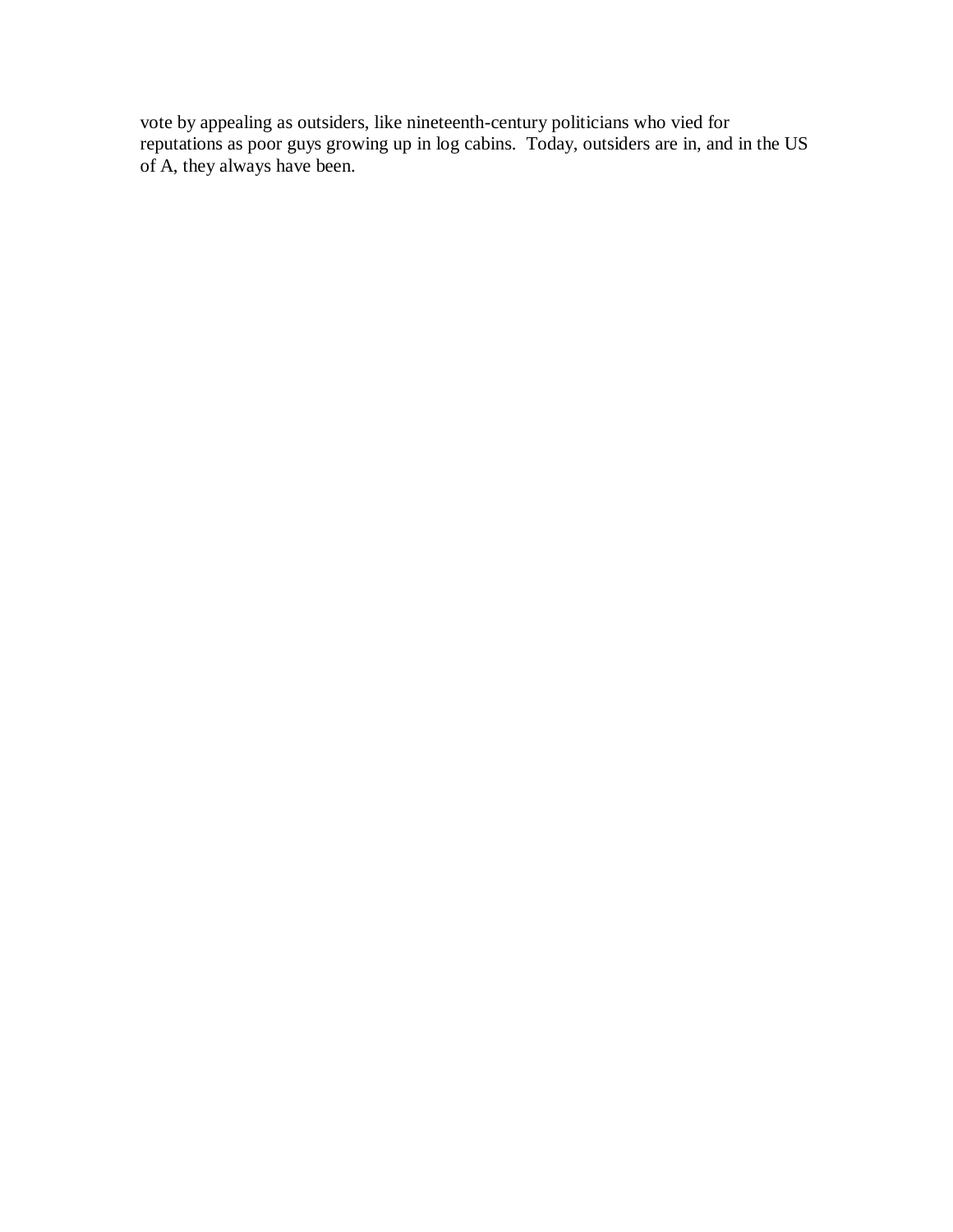vote by appealing as outsiders, like nineteenth-century politicians who vied for reputations as poor guys growing up in log cabins. Today, outsiders are in, and in the US of A, they always have been.